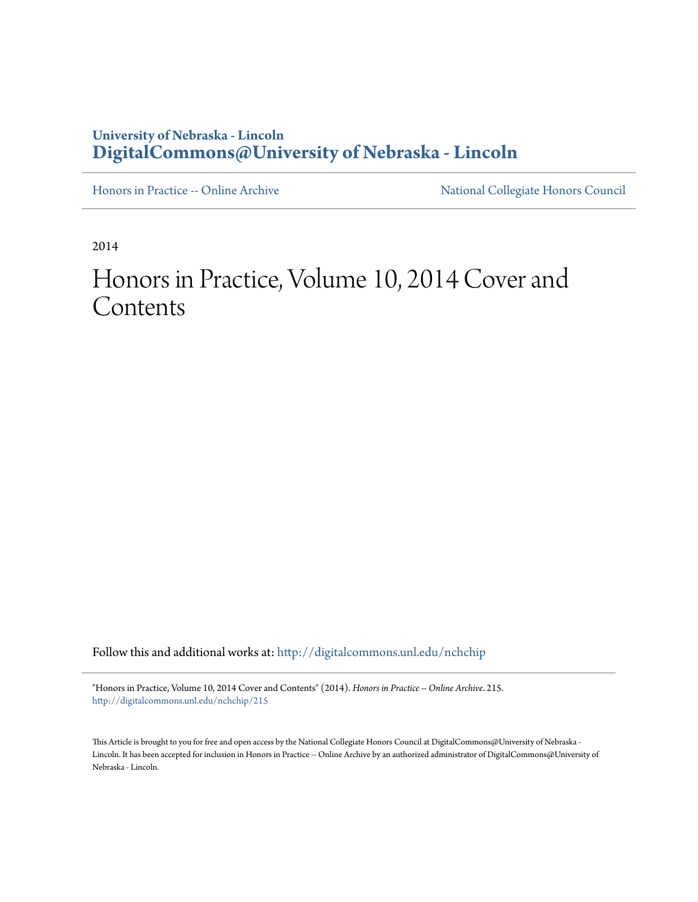University of Nebraska - Lincoln
**DigitalCommons@University of Nebraska - Lincoln**

Honors in Practice -- Online Archive | National Collegiate Honors Council

---

2014

# Honors in Practice, Volume 10, 2014 Cover and Contents

Follow this and additional works at: http://digitalcommons.unl.edu/nchchip

---

"Honors in Practice, Volume 10, 2014 Cover and Contents" (2014). *Honors in Practice -- Online Archive*. 215.
http://digitalcommons.unl.edu/nchchip/215

This Article is brought to you for free and open access by the National Collegiate Honors Council at DigitalCommons@University of Nebraska - Lincoln. It has been accepted for inclusion in Honors in Practice -- Online Archive by an authorized administrator of DigitalCommons@University of Nebraska - Lincoln.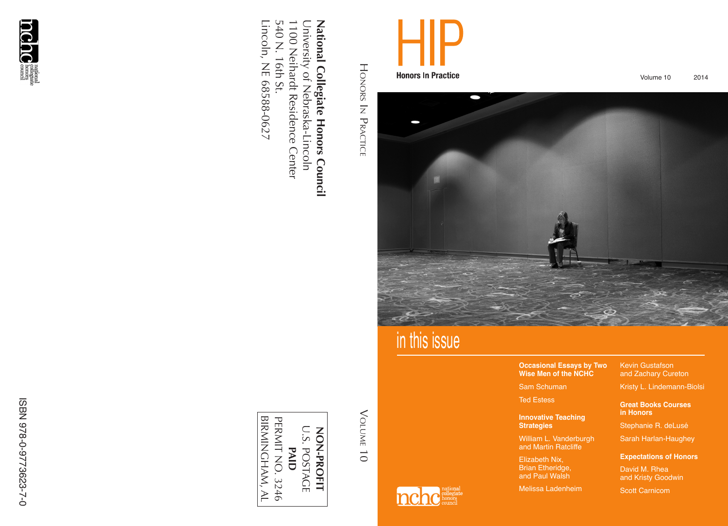# HIP

**Honors In Practice**

Volume 10 2014

## in this issue

**Occasional Essays by Two Wise Men of the NCHC**

Sam Schuman

Ted Estess

**Innovative Teaching Strategies**

William L. Vanderburgh and Martin Ratcliffe

Elizabeth Nix, Brian Etheridge, and Paul Walsh

Melissa Ladenheim

Kevin Gustafson and Zachary Cureton

Kristy L. Lindemann-Biolsi

**Great Books Courses in Honors**

Stephanie R. deLusé

Sarah Harlan-Haughey

**Expectations of Honors**

David M. Rhea and Kristy Goodwin

Scott Carnicom

nchc national collegiate honors council

HONORS IN PRACTICE

VOLUME 10

**National Collegiate Honors Council**
University of Nebraska-Lincoln
1100 Neihardt Residence Center
540 N. 16th St.
Lincoln, NE 68588-0627

**NON-PROFIT**
U.S. POSTAGE
**PAID**
PERMIT NO. 3246
BIRMINGHAM, AL

nchc national collegiate honors council

ISBN 978-0-9773623-7-0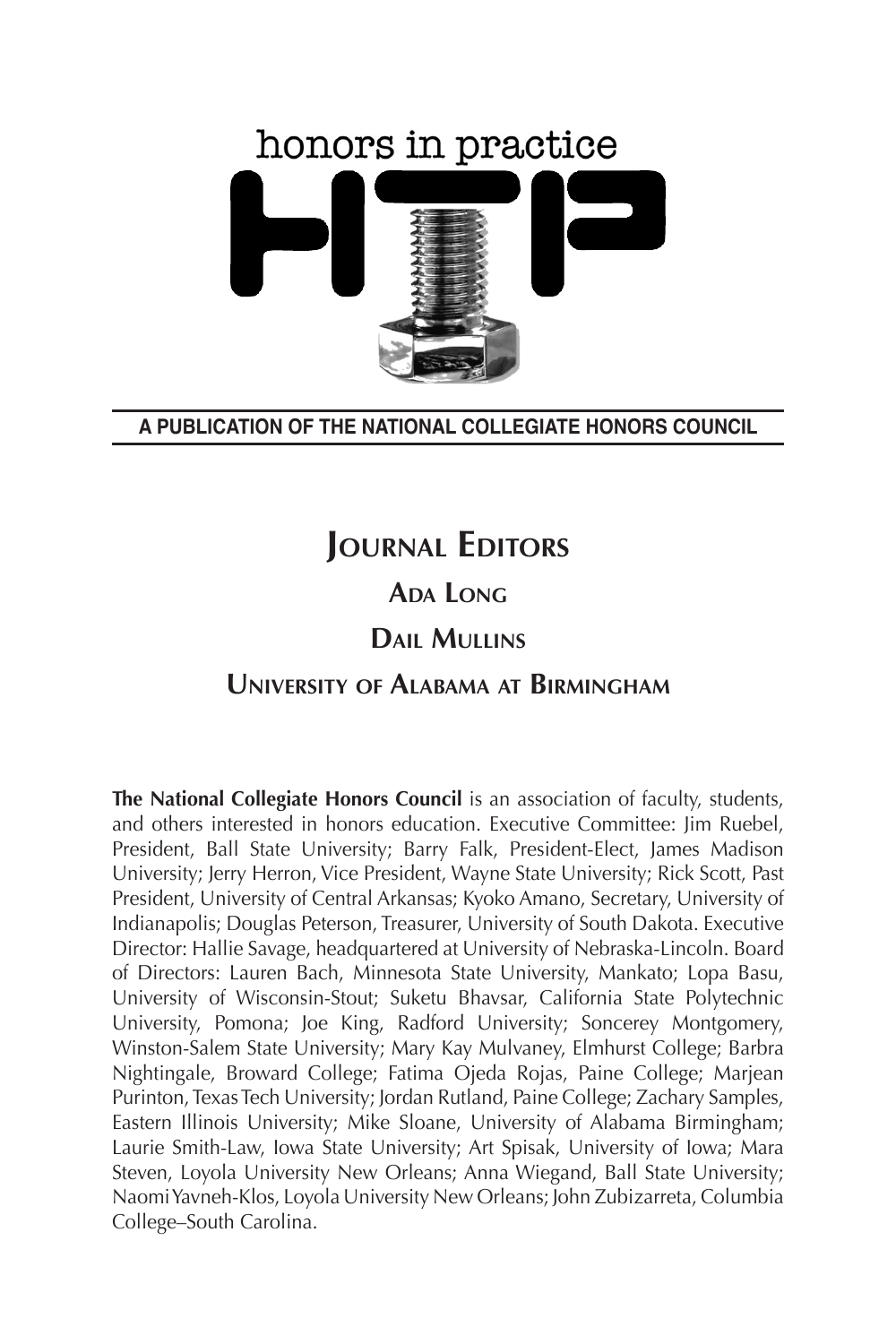# honors in practice

**A PUBLICATION OF THE NATIONAL COLLEGIATE HONORS COUNCIL**

## Journal Editors

### Ada Long

### Dail Mullins

### University of Alabama at Birmingham

**The National Collegiate Honors Council** is an association of faculty, students, and others interested in honors education. Executive Committee: Jim Ruebel, President, Ball State University; Barry Falk, President-Elect, James Madison University; Jerry Herron, Vice President, Wayne State University; Rick Scott, Past President, University of Central Arkansas; Kyoko Amano, Secretary, University of Indianapolis; Douglas Peterson, Treasurer, University of South Dakota. Executive Director: Hallie Savage, headquartered at University of Nebraska-Lincoln. Board of Directors: Lauren Bach, Minnesota State University, Mankato; Lopa Basu, University of Wisconsin-Stout; Suketu Bhavsar, California State Polytechnic University, Pomona; Joe King, Radford University; Soncerey Montgomery, Winston-Salem State University; Mary Kay Mulvaney, Elmhurst College; Barbra Nightingale, Broward College; Fatima Ojeda Rojas, Paine College; Marjean Purinton, Texas Tech University; Jordan Rutland, Paine College; Zachary Samples, Eastern Illinois University; Mike Sloane, University of Alabama Birmingham; Laurie Smith-Law, Iowa State University; Art Spisak, University of Iowa; Mara Steven, Loyola University New Orleans; Anna Wiegand, Ball State University; Naomi Yavneh-Klos, Loyola University New Orleans; John Zubizarreta, Columbia College–South Carolina.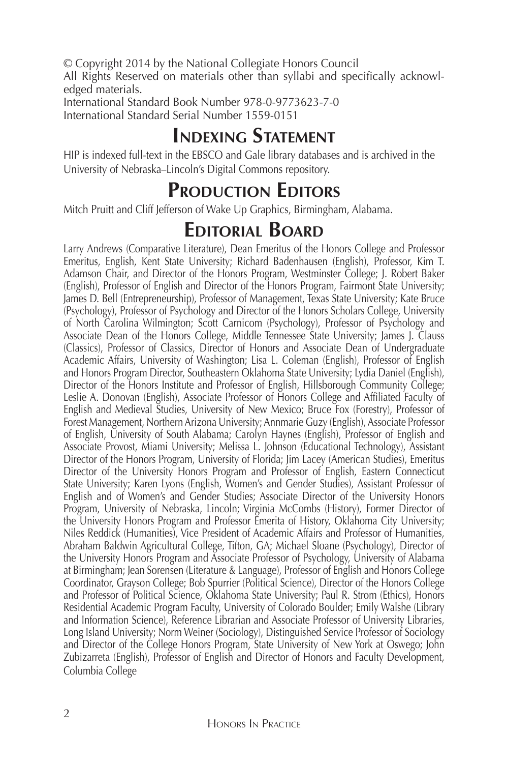© Copyright 2014 by the National Collegiate Honors Council
All Rights Reserved on materials other than syllabi and specifically acknowledged materials.
International Standard Book Number 978-0-9773623-7-0
International Standard Serial Number 1559-0151

# Indexing Statement

HIP is indexed full-text in the EBSCO and Gale library databases and is archived in the University of Nebraska–Lincoln's Digital Commons repository.

# Production Editors

Mitch Pruitt and Cliff Jefferson of Wake Up Graphics, Birmingham, Alabama.

# Editorial Board

Larry Andrews (Comparative Literature), Dean Emeritus of the Honors College and Professor Emeritus, English, Kent State University; Richard Badenhausen (English), Professor, Kim T. Adamson Chair, and Director of the Honors Program, Westminster College; J. Robert Baker (English), Professor of English and Director of the Honors Program, Fairmont State University; James D. Bell (Entrepreneurship), Professor of Management, Texas State University; Kate Bruce (Psychology), Professor of Psychology and Director of the Honors Scholars College, University of North Carolina Wilmington; Scott Carnicom (Psychology), Professor of Psychology and Associate Dean of the Honors College, Middle Tennessee State University; James J. Clauss (Classics), Professor of Classics, Director of Honors and Associate Dean of Undergraduate Academic Affairs, University of Washington; Lisa L. Coleman (English), Professor of English and Honors Program Director, Southeastern Oklahoma State University; Lydia Daniel (English), Director of the Honors Institute and Professor of English, Hillsborough Community College; Leslie A. Donovan (English), Associate Professor of Honors College and Affiliated Faculty of English and Medieval Studies, University of New Mexico; Bruce Fox (Forestry), Professor of Forest Management, Northern Arizona University; Annmarie Guzy (English), Associate Professor of English, University of South Alabama; Carolyn Haynes (English), Professor of English and Associate Provost, Miami University; Melissa L. Johnson (Educational Technology), Assistant Director of the Honors Program, University of Florida; Jim Lacey (American Studies), Emeritus Director of the University Honors Program and Professor of English, Eastern Connecticut State University; Karen Lyons (English, Women's and Gender Studies), Assistant Professor of English and of Women's and Gender Studies; Associate Director of the University Honors Program, University of Nebraska, Lincoln; Virginia McCombs (History), Former Director of the University Honors Program and Professor Emerita of History, Oklahoma City University; Niles Reddick (Humanities), Vice President of Academic Affairs and Professor of Humanities, Abraham Baldwin Agricultural College, Tifton, GA; Michael Sloane (Psychology), Director of the University Honors Program and Associate Professor of Psychology, University of Alabama at Birmingham; Jean Sorensen (Literature & Language), Professor of English and Honors College Coordinator, Grayson College; Bob Spurrier (Political Science), Director of the Honors College and Professor of Political Science, Oklahoma State University; Paul R. Strom (Ethics), Honors Residential Academic Program Faculty, University of Colorado Boulder; Emily Walshe (Library and Information Science), Reference Librarian and Associate Professor of University Libraries, Long Island University; Norm Weiner (Sociology), Distinguished Service Professor of Sociology and Director of the College Honors Program, State University of New York at Oswego; John Zubizarreta (English), Professor of English and Director of Honors and Faculty Development, Columbia College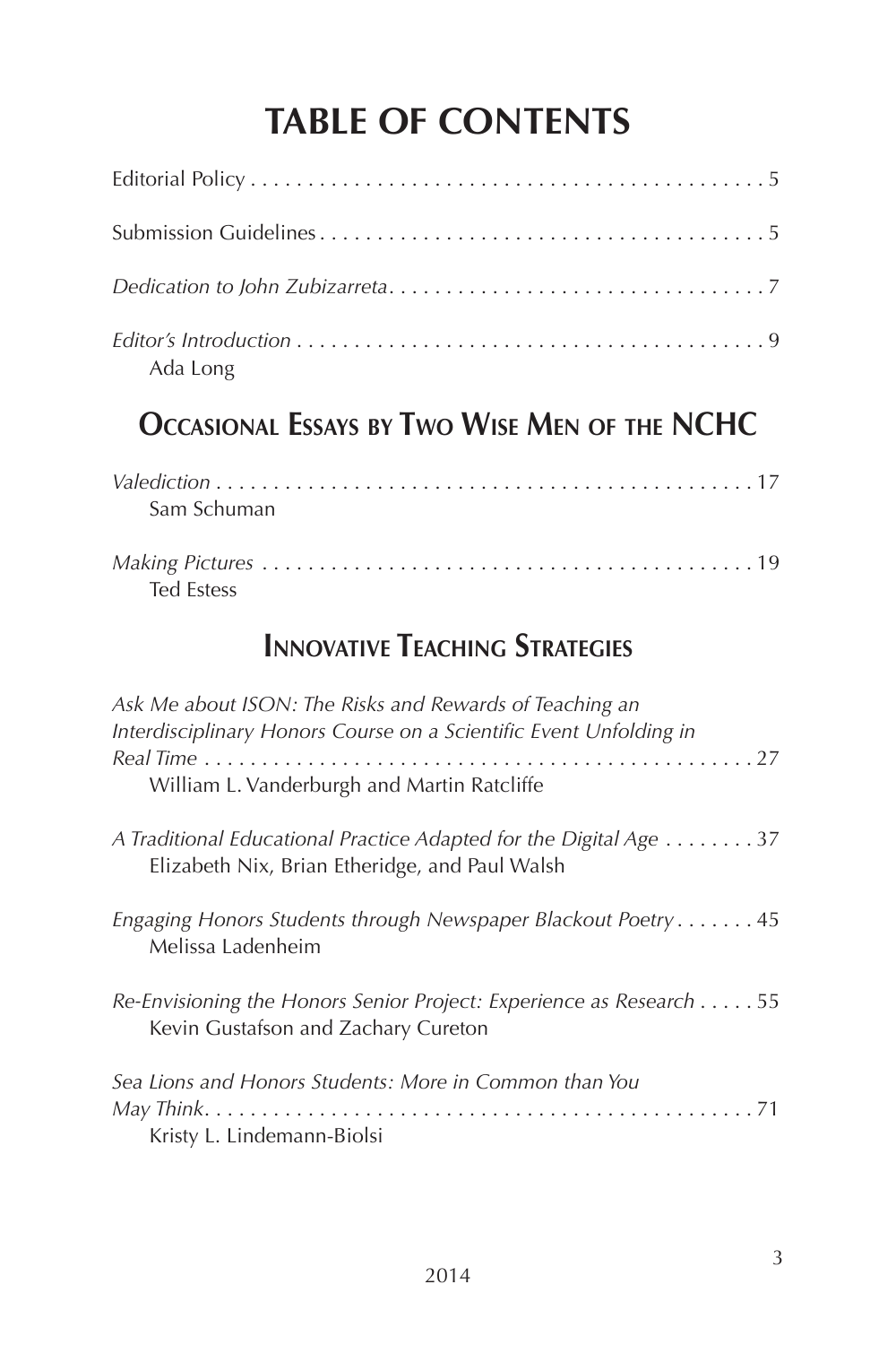# TABLE OF CONTENTS

Editorial Policy . . . . . . . . . . . . . . . . . . . . . . . . . . . . . . . . . . . . . . . . . . . . . . 5

Submission Guidelines . . . . . . . . . . . . . . . . . . . . . . . . . . . . . . . . . . . . . . . . 5

*Dedication to John Zubizarreta* . . . . . . . . . . . . . . . . . . . . . . . . . . . . . . . . . 7

*Editor's Introduction* . . . . . . . . . . . . . . . . . . . . . . . . . . . . . . . . . . . . . . . . . 9
Ada Long

## Occasional Essays by Two Wise Men of the NCHC

*Valediction* . . . . . . . . . . . . . . . . . . . . . . . . . . . . . . . . . . . . . . . . . . . . . . . . 17
Sam Schuman

*Making Pictures* . . . . . . . . . . . . . . . . . . . . . . . . . . . . . . . . . . . . . . . . . . . . 19
Ted Estess

## Innovative Teaching Strategies

*Ask Me about ISON: The Risks and Rewards of Teaching an Interdisciplinary Honors Course on a Scientific Event Unfolding in Real Time* . . . . . . . . . . . . . . . . . . . . . . . . . . . . . . . . . . . . . . . . . . . . . . . . 27
William L. Vanderburgh and Martin Ratcliffe

*A Traditional Educational Practice Adapted for the Digital Age* . . . . . . . . 37
Elizabeth Nix, Brian Etheridge, and Paul Walsh

*Engaging Honors Students through Newspaper Blackout Poetry* . . . . . . . 45
Melissa Ladenheim

*Re-Envisioning the Honors Senior Project: Experience as Research* . . . . . 55
Kevin Gustafson and Zachary Cureton

*Sea Lions and Honors Students: More in Common than You May Think* . . . . . . . . . . . . . . . . . . . . . . . . . . . . . . . . . . . . . . . . . . . . . . 71
Kristy L. Lindemann-Biolsi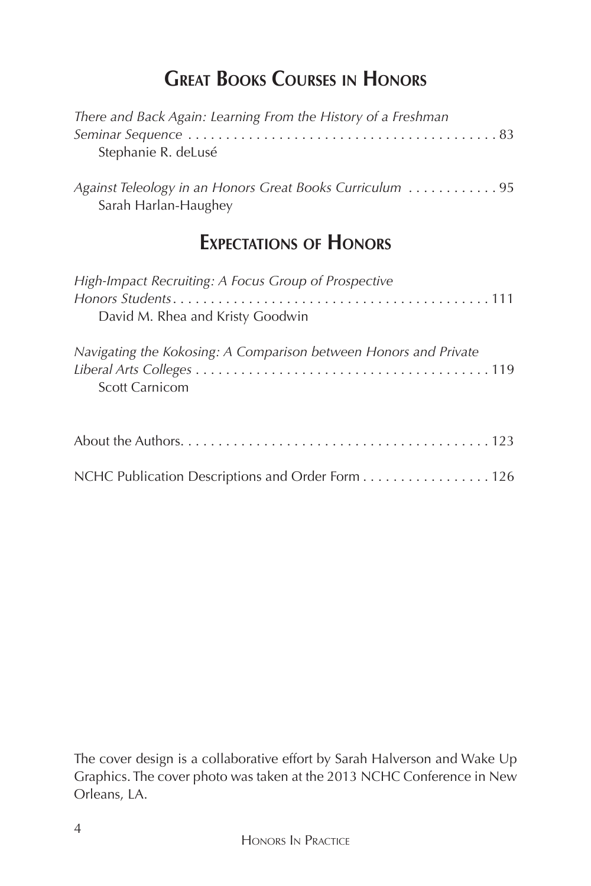## Great Books Courses in Honors

*There and Back Again: Learning From the History of a Freshman Seminar Sequence* . . . . . . . . . . . . . . . . . . . . . . . . . . . . . . . . . . . . . . . . . 83
Stephanie R. deLusé

*Against Teleology in an Honors Great Books Curriculum* . . . . . . . . . . . . 95
Sarah Harlan-Haughey

## Expectations of Honors

*High-Impact Recruiting: A Focus Group of Prospective Honors Students* . . . . . . . . . . . . . . . . . . . . . . . . . . . . . . . . . . . . . . . . . . . 111
David M. Rhea and Kristy Goodwin

*Navigating the Kokosing: A Comparison between Honors and Private Liberal Arts Colleges* . . . . . . . . . . . . . . . . . . . . . . . . . . . . . . . . . . . . . . . 119
Scott Carnicom

About the Authors. . . . . . . . . . . . . . . . . . . . . . . . . . . . . . . . . . . . . . . . . . 123

NCHC Publication Descriptions and Order Form . . . . . . . . . . . . . . . . . . 126

The cover design is a collaborative effort by Sarah Halverson and Wake Up Graphics. The cover photo was taken at the 2013 NCHC Conference in New Orleans, LA.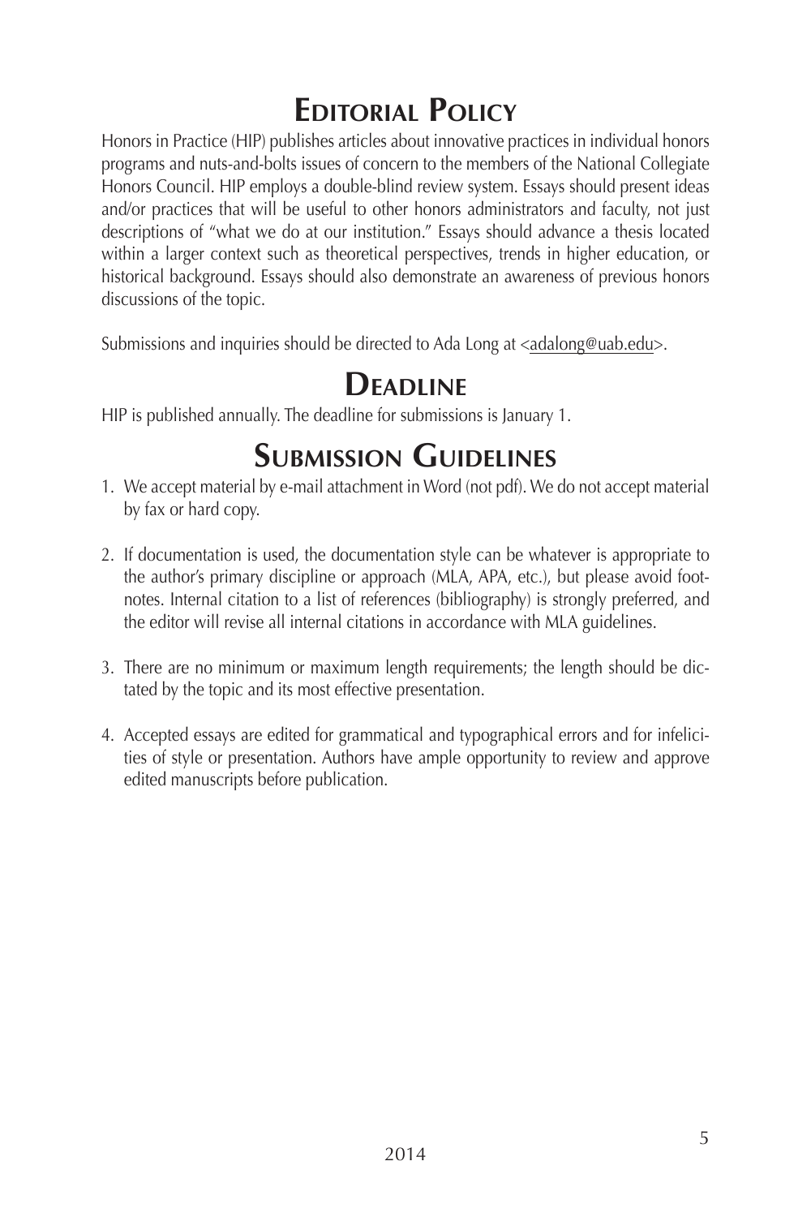# Editorial Policy

Honors in Practice (HIP) publishes articles about innovative practices in individual honors programs and nuts-and-bolts issues of concern to the members of the National Collegiate Honors Council. HIP employs a double-blind review system. Essays should present ideas and/or practices that will be useful to other honors administrators and faculty, not just descriptions of "what we do at our institution." Essays should advance a thesis located within a larger context such as theoretical perspectives, trends in higher education, or historical background. Essays should also demonstrate an awareness of previous honors discussions of the topic.

Submissions and inquiries should be directed to Ada Long at <adalong@uab.edu>.

# Deadline

HIP is published annually. The deadline for submissions is January 1.

# Submission Guidelines

1. We accept material by e-mail attachment in Word (not pdf). We do not accept material by fax or hard copy.

2. If documentation is used, the documentation style can be whatever is appropriate to the author's primary discipline or approach (MLA, APA, etc.), but please avoid footnotes. Internal citation to a list of references (bibliography) is strongly preferred, and the editor will revise all internal citations in accordance with MLA guidelines.

3. There are no minimum or maximum length requirements; the length should be dictated by the topic and its most effective presentation.

4. Accepted essays are edited for grammatical and typographical errors and for infelicities of style or presentation. Authors have ample opportunity to review and approve edited manuscripts before publication.